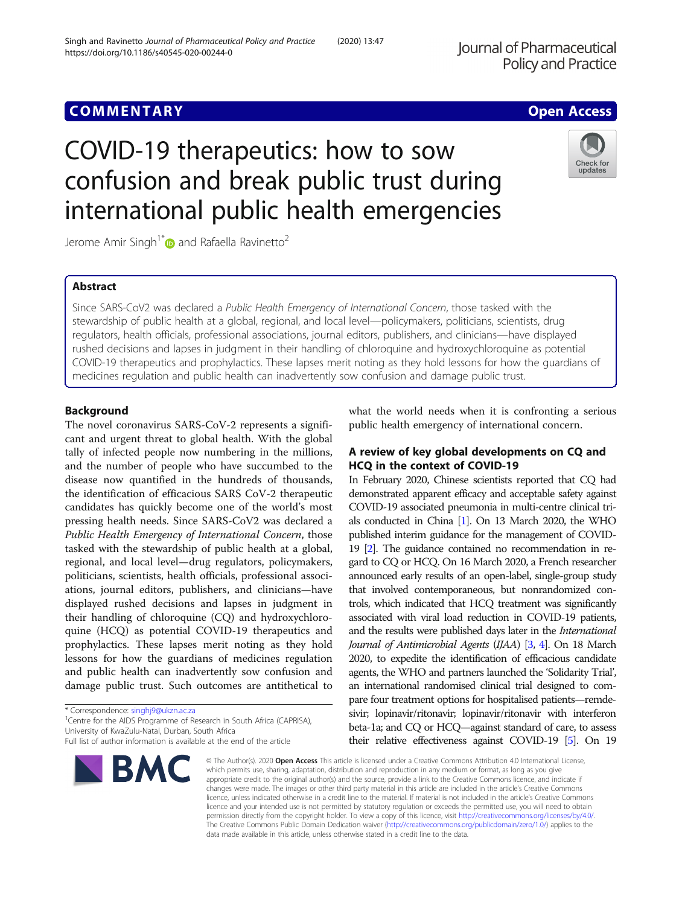COMMENTARY

Open Access

# COVID-19 therapeutics: how to sow confusion and break public trust during international public health emergencies

Jerome Amir Singh[1*] and Rafaella Ravinetto[2]

## Abstract

Since SARS-CoV2 was declared a *Public Health Emergency of International Concern*, those tasked with the stewardship of public health at a global, regional, and local level—policymakers, politicians, scientists, drug regulators, health officials, professional associations, journal editors, publishers, and clinicians—have displayed rushed decisions and lapses in judgment in their handling of chloroquine and hydroxychloroquine as potential COVID-19 therapeutics and prophylactics. These lapses merit noting as they hold lessons for how the guardians of medicines regulation and public health can inadvertently sow confusion and damage public trust.

## Background

The novel coronavirus SARS-CoV-2 represents a significant and urgent threat to global health. With the global tally of infected people now numbering in the millions, and the number of people who have succumbed to the disease now quantified in the hundreds of thousands, the identification of efficacious SARS CoV-2 therapeutic candidates has quickly become one of the world's most pressing health needs. Since SARS-CoV2 was declared a *Public Health Emergency of International Concern*, those tasked with the stewardship of public health at a global, regional, and local level—drug regulators, policymakers, politicians, scientists, health officials, professional associations, journal editors, publishers, and clinicians—have displayed rushed decisions and lapses in judgment in their handling of chloroquine (CQ) and hydroxychloroquine (HCQ) as potential COVID-19 therapeutics and prophylactics. These lapses merit noting as they hold lessons for how the guardians of medicines regulation and public health can inadvertently sow confusion and damage public trust. Such outcomes are antithetical to what the world needs when it is confronting a serious public health emergency of international concern.

## A review of key global developments on CQ and HCQ in the context of COVID-19

In February 2020, Chinese scientists reported that CQ had demonstrated apparent efficacy and acceptable safety against COVID-19 associated pneumonia in multi-centre clinical trials conducted in China [1]. On 13 March 2020, the WHO published interim guidance for the management of COVID-19 [2]. The guidance contained no recommendation in regard to CQ or HCQ. On 16 March 2020, a French researcher announced early results of an open-label, single-group study that involved contemporaneous, but nonrandomized controls, which indicated that HCQ treatment was significantly associated with viral load reduction in COVID-19 patients, and the results were published days later in the *International Journal of Antimicrobial Agents* (*IJAA*) [3, 4]. On 18 March 2020, to expedite the identification of efficacious candidate agents, the WHO and partners launched the 'Solidarity Trial', an international randomised clinical trial designed to compare four treatment options for hospitalised patients—remdesivir; lopinavir/ritonavir; lopinavir/ritonavir with interferon beta-1a; and CQ or HCQ—against standard of care, to assess their relative effectiveness against COVID-19 [5]. On 19

\* Correspondence: singhj9@ukzn.ac.za

[1]Centre for the AIDS Programme of Research in South Africa (CAPRISA), University of KwaZulu-Natal, Durban, South Africa

Full list of author information is available at the end of the article

© The Author(s). 2020 **Open Access** This article is licensed under a Creative Commons Attribution 4.0 International License, which permits use, sharing, adaptation, distribution and reproduction in any medium or format, as long as you give appropriate credit to the original author(s) and the source, provide a link to the Creative Commons licence, and indicate if changes were made. The images or other third party material in this article are included in the article's Creative Commons licence, unless indicated otherwise in a credit line to the material. If material is not included in the article's Creative Commons licence and your intended use is not permitted by statutory regulation or exceeds the permitted use, you will need to obtain permission directly from the copyright holder. To view a copy of this licence, visit http://creativecommons.org/licenses/by/4.0/. The Creative Commons Public Domain Dedication waiver (http://creativecommons.org/publicdomain/zero/1.0/) applies to the data made available in this article, unless otherwise stated in a credit line to the data.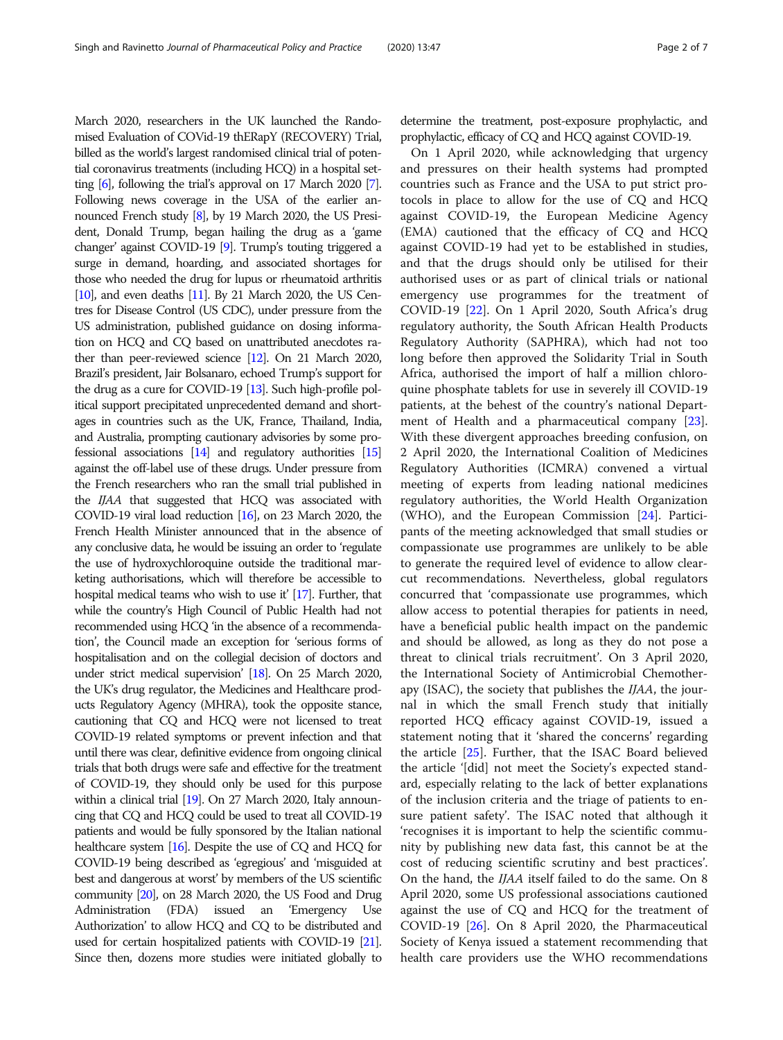March 2020, researchers in the UK launched the Randomised Evaluation of COVid-19 thERapY (RECOVERY) Trial, billed as the world's largest randomised clinical trial of potential coronavirus treatments (including HCQ) in a hospital setting [6], following the trial's approval on 17 March 2020 [7]. Following news coverage in the USA of the earlier announced French study [8], by 19 March 2020, the US President, Donald Trump, began hailing the drug as a 'game changer' against COVID-19 [9]. Trump's touting triggered a surge in demand, hoarding, and associated shortages for those who needed the drug for lupus or rheumatoid arthritis [10], and even deaths [11]. By 21 March 2020, the US Centres for Disease Control (US CDC), under pressure from the US administration, published guidance on dosing information on HCQ and CQ based on unattributed anecdotes rather than peer-reviewed science [12]. On 21 March 2020, Brazil's president, Jair Bolsanaro, echoed Trump's support for the drug as a cure for COVID-19 [13]. Such high-profile political support precipitated unprecedented demand and shortages in countries such as the UK, France, Thailand, India, and Australia, prompting cautionary advisories by some professional associations [14] and regulatory authorities [15] against the off-label use of these drugs. Under pressure from the French researchers who ran the small trial published in the *IJAA* that suggested that HCQ was associated with COVID-19 viral load reduction [16], on 23 March 2020, the French Health Minister announced that in the absence of any conclusive data, he would be issuing an order to 'regulate the use of hydroxychloroquine outside the traditional marketing authorisations, which will therefore be accessible to hospital medical teams who wish to use it' [17]. Further, that while the country's High Council of Public Health had not recommended using HCQ 'in the absence of a recommendation', the Council made an exception for 'serious forms of hospitalisation and on the collegial decision of doctors and under strict medical supervision' [18]. On 25 March 2020, the UK's drug regulator, the Medicines and Healthcare products Regulatory Agency (MHRA), took the opposite stance, cautioning that CQ and HCQ were not licensed to treat COVID-19 related symptoms or prevent infection and that until there was clear, definitive evidence from ongoing clinical trials that both drugs were safe and effective for the treatment of COVID-19, they should only be used for this purpose within a clinical trial [19]. On 27 March 2020, Italy announcing that CQ and HCQ could be used to treat all COVID-19 patients and would be fully sponsored by the Italian national healthcare system [16]. Despite the use of CQ and HCQ for COVID-19 being described as 'egregious' and 'misguided at best and dangerous at worst' by members of the US scientific community [20], on 28 March 2020, the US Food and Drug Administration (FDA) issued an 'Emergency Use Authorization' to allow HCQ and CQ to be distributed and used for certain hospitalized patients with COVID-19 [21]. Since then, dozens more studies were initiated globally to determine the treatment, post-exposure prophylactic, and prophylactic, efficacy of CQ and HCQ against COVID-19.

On 1 April 2020, while acknowledging that urgency and pressures on their health systems had prompted countries such as France and the USA to put strict protocols in place to allow for the use of CQ and HCQ against COVID-19, the European Medicine Agency (EMA) cautioned that the efficacy of CQ and HCQ against COVID-19 had yet to be established in studies, and that the drugs should only be utilised for their authorised uses or as part of clinical trials or national emergency use programmes for the treatment of COVID-19 [22]. On 1 April 2020, South Africa's drug regulatory authority, the South African Health Products Regulatory Authority (SAPHRA), which had not too long before then approved the Solidarity Trial in South Africa, authorised the import of half a million chloroquine phosphate tablets for use in severely ill COVID-19 patients, at the behest of the country's national Department of Health and a pharmaceutical company [23]. With these divergent approaches breeding confusion, on 2 April 2020, the International Coalition of Medicines Regulatory Authorities (ICMRA) convened a virtual meeting of experts from leading national medicines regulatory authorities, the World Health Organization (WHO), and the European Commission [24]. Participants of the meeting acknowledged that small studies or compassionate use programmes are unlikely to be able to generate the required level of evidence to allow clear-cut recommendations. Nevertheless, global regulators concurred that 'compassionate use programmes, which allow access to potential therapies for patients in need, have a beneficial public health impact on the pandemic and should be allowed, as long as they do not pose a threat to clinical trials recruitment'. On 3 April 2020, the International Society of Antimicrobial Chemotherapy (ISAC), the society that publishes the *IJAA*, the journal in which the small French study that initially reported HCQ efficacy against COVID-19, issued a statement noting that it 'shared the concerns' regarding the article [25]. Further, that the ISAC Board believed the article '[did] not meet the Society's expected standard, especially relating to the lack of better explanations of the inclusion criteria and the triage of patients to ensure patient safety'. The ISAC noted that although it 'recognises it is important to help the scientific community by publishing new data fast, this cannot be at the cost of reducing scientific scrutiny and best practices'. On the hand, the *IJAA* itself failed to do the same. On 8 April 2020, some US professional associations cautioned against the use of CQ and HCQ for the treatment of COVID-19 [26]. On 8 April 2020, the Pharmaceutical Society of Kenya issued a statement recommending that health care providers use the WHO recommendations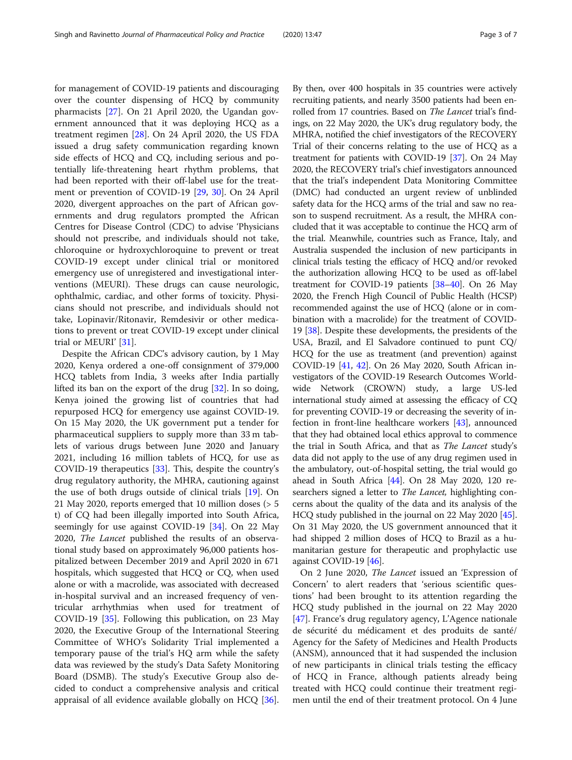for management of COVID-19 patients and discouraging over the counter dispensing of HCQ by community pharmacists [27]. On 21 April 2020, the Ugandan government announced that it was deploying HCQ as a treatment regimen [28]. On 24 April 2020, the US FDA issued a drug safety communication regarding known side effects of HCQ and CQ, including serious and potentially life-threatening heart rhythm problems, that had been reported with their off-label use for the treatment or prevention of COVID-19 [29, 30]. On 24 April 2020, divergent approaches on the part of African governments and drug regulators prompted the African Centres for Disease Control (CDC) to advise 'Physicians should not prescribe, and individuals should not take, chloroquine or hydroxychloroquine to prevent or treat COVID-19 except under clinical trial or monitored emergency use of unregistered and investigational interventions (MEURI). These drugs can cause neurologic, ophthalmic, cardiac, and other forms of toxicity. Physicians should not prescribe, and individuals should not take, Lopinavir/Ritonavir, Remdesivir or other medications to prevent or treat COVID-19 except under clinical trial or MEURI' [31].

Despite the African CDC's advisory caution, by 1 May 2020, Kenya ordered a one-off consignment of 379,000 HCQ tablets from India, 3 weeks after India partially lifted its ban on the export of the drug [32]. In so doing, Kenya joined the growing list of countries that had repurposed HCQ for emergency use against COVID-19. On 15 May 2020, the UK government put a tender for pharmaceutical suppliers to supply more than 33 m tablets of various drugs between June 2020 and January 2021, including 16 million tablets of HCQ, for use as COVID-19 therapeutics [33]. This, despite the country's drug regulatory authority, the MHRA, cautioning against the use of both drugs outside of clinical trials [19]. On 21 May 2020, reports emerged that 10 million doses (> 5 t) of CQ had been illegally imported into South Africa, seemingly for use against COVID-19 [34]. On 22 May 2020, *The Lancet* published the results of an observational study based on approximately 96,000 patients hospitalized between December 2019 and April 2020 in 671 hospitals, which suggested that HCQ or CQ, when used alone or with a macrolide, was associated with decreased in-hospital survival and an increased frequency of ventricular arrhythmias when used for treatment of COVID-19 [35]. Following this publication, on 23 May 2020, the Executive Group of the International Steering Committee of WHO's Solidarity Trial implemented a temporary pause of the trial's HQ arm while the safety data was reviewed by the study's Data Safety Monitoring Board (DSMB). The study's Executive Group also decided to conduct a comprehensive analysis and critical appraisal of all evidence available globally on HCQ [36]. By then, over 400 hospitals in 35 countries were actively recruiting patients, and nearly 3500 patients had been enrolled from 17 countries. Based on *The Lancet* trial's findings, on 22 May 2020, the UK's drug regulatory body, the MHRA, notified the chief investigators of the RECOVERY Trial of their concerns relating to the use of HCQ as a treatment for patients with COVID-19 [37]. On 24 May 2020, the RECOVERY trial's chief investigators announced that the trial's independent Data Monitoring Committee (DMC) had conducted an urgent review of unblinded safety data for the HCQ arms of the trial and saw no reason to suspend recruitment. As a result, the MHRA concluded that it was acceptable to continue the HCQ arm of the trial. Meanwhile, countries such as France, Italy, and Australia suspended the inclusion of new participants in clinical trials testing the efficacy of HCQ and/or revoked the authorization allowing HCQ to be used as off-label treatment for COVID-19 patients [38–40]. On 26 May 2020, the French High Council of Public Health (HCSP) recommended against the use of HCQ (alone or in combination with a macrolide) for the treatment of COVID-19 [38]. Despite these developments, the presidents of the USA, Brazil, and El Salvadore continued to punt CQ/HCQ for the use as treatment (and prevention) against COVID-19 [41, 42]. On 26 May 2020, South African investigators of the COVID-19 Research Outcomes Worldwide Network (CROWN) study, a large US-led international study aimed at assessing the efficacy of CQ for preventing COVID-19 or decreasing the severity of infection in front-line healthcare workers [43], announced that they had obtained local ethics approval to commence the trial in South Africa, and that as *The Lancet* study's data did not apply to the use of any drug regimen used in the ambulatory, out-of-hospital setting, the trial would go ahead in South Africa [44]. On 28 May 2020, 120 researchers signed a letter to *The Lancet*, highlighting concerns about the quality of the data and its analysis of the HCQ study published in the journal on 22 May 2020 [45]. On 31 May 2020, the US government announced that it had shipped 2 million doses of HCQ to Brazil as a humanitarian gesture for therapeutic and prophylactic use against COVID-19 [46].

On 2 June 2020, *The Lancet* issued an 'Expression of Concern' to alert readers that 'serious scientific questions' had been brought to its attention regarding the HCQ study published in the journal on 22 May 2020 [47]. France's drug regulatory agency, L'Agence nationale de sécurité du médicament et des produits de santé/ Agency for the Safety of Medicines and Health Products (ANSM), announced that it had suspended the inclusion of new participants in clinical trials testing the efficacy of HCQ in France, although patients already being treated with HCQ could continue their treatment regimen until the end of their treatment protocol. On 4 June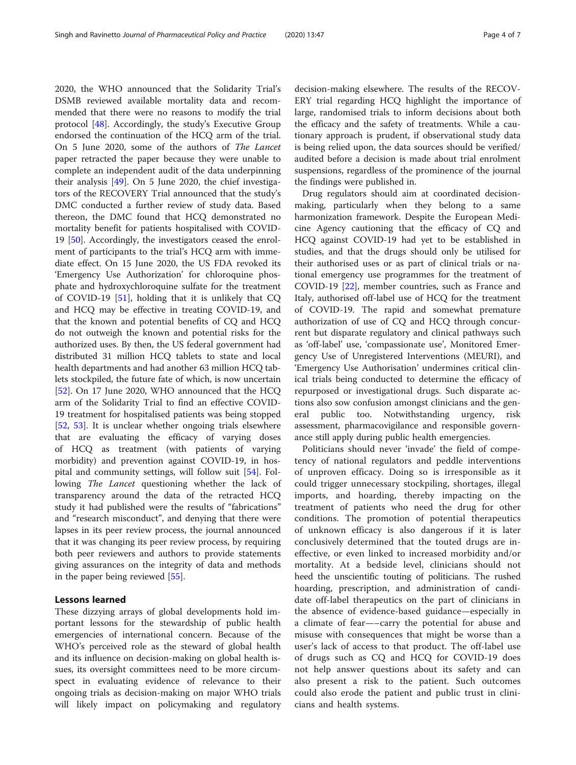2020, the WHO announced that the Solidarity Trial's DSMB reviewed available mortality data and recommended that there were no reasons to modify the trial protocol [48]. Accordingly, the study's Executive Group endorsed the continuation of the HCQ arm of the trial. On 5 June 2020, some of the authors of *The Lancet* paper retracted the paper because they were unable to complete an independent audit of the data underpinning their analysis [49]. On 5 June 2020, the chief investigators of the RECOVERY Trial announced that the study's DMC conducted a further review of study data. Based thereon, the DMC found that HCQ demonstrated no mortality benefit for patients hospitalised with COVID-19 [50]. Accordingly, the investigators ceased the enrolment of participants to the trial's HCQ arm with immediate effect. On 15 June 2020, the US FDA revoked its 'Emergency Use Authorization' for chloroquine phosphate and hydroxychloroquine sulfate for the treatment of COVID-19 [51], holding that it is unlikely that CQ and HCQ may be effective in treating COVID-19, and that the known and potential benefits of CQ and HCQ do not outweigh the known and potential risks for the authorized uses. By then, the US federal government had distributed 31 million HCQ tablets to state and local health departments and had another 63 million HCQ tablets stockpiled, the future fate of which, is now uncertain [52]. On 17 June 2020, WHO announced that the HCQ arm of the Solidarity Trial to find an effective COVID-19 treatment for hospitalised patients was being stopped [52, 53]. It is unclear whether ongoing trials elsewhere that are evaluating the efficacy of varying doses of HCQ as treatment (with patients of varying morbidity) and prevention against COVID-19, in hospital and community settings, will follow suit [54]. Following *The Lancet* questioning whether the lack of transparency around the data of the retracted HCQ study it had published were the results of "fabrications" and "research misconduct", and denying that there were lapses in its peer review process, the journal announced that it was changing its peer review process, by requiring both peer reviewers and authors to provide statements giving assurances on the integrity of data and methods in the paper being reviewed [55].

## Lessons learned

These dizzying arrays of global developments hold important lessons for the stewardship of public health emergencies of international concern. Because of the WHO's perceived role as the steward of global health and its influence on decision-making on global health issues, its oversight committees need to be more circumspect in evaluating evidence of relevance to their ongoing trials as decision-making on major WHO trials will likely impact on policymaking and regulatory decision-making elsewhere. The results of the RECOVERY trial regarding HCQ highlight the importance of large, randomised trials to inform decisions about both the efficacy and the safety of treatments. While a cautionary approach is prudent, if observational study data is being relied upon, the data sources should be verified/audited before a decision is made about trial enrolment suspensions, regardless of the prominence of the journal the findings were published in.

Drug regulators should aim at coordinated decision-making, particularly when they belong to a same harmonization framework. Despite the European Medicine Agency cautioning that the efficacy of CQ and HCQ against COVID-19 had yet to be established in studies, and that the drugs should only be utilised for their authorised uses or as part of clinical trials or national emergency use programmes for the treatment of COVID-19 [22], member countries, such as France and Italy, authorised off-label use of HCQ for the treatment of COVID-19. The rapid and somewhat premature authorization of use of CQ and HCQ through concurrent but disparate regulatory and clinical pathways such as 'off-label' use, 'compassionate use', Monitored Emergency Use of Unregistered Interventions (MEURI), and 'Emergency Use Authorisation' undermines critical clinical trials being conducted to determine the efficacy of repurposed or investigational drugs. Such disparate actions also sow confusion amongst clinicians and the general public too. Notwithstanding urgency, risk assessment, pharmacovigilance and responsible governance still apply during public health emergencies.

Politicians should never 'invade' the field of competency of national regulators and peddle interventions of unproven efficacy. Doing so is irresponsible as it could trigger unnecessary stockpiling, shortages, illegal imports, and hoarding, thereby impacting on the treatment of patients who need the drug for other conditions. The promotion of potential therapeutics of unknown efficacy is also dangerous if it is later conclusively determined that the touted drugs are ineffective, or even linked to increased morbidity and/or mortality. At a bedside level, clinicians should not heed the unscientific touting of politicians. The rushed hoarding, prescription, and administration of candidate off-label therapeutics on the part of clinicians in the absence of evidence-based guidance—especially in a climate of fear——carry the potential for abuse and misuse with consequences that might be worse than a user's lack of access to that product. The off-label use of drugs such as CQ and HCQ for COVID-19 does not help answer questions about its safety and can also present a risk to the patient. Such outcomes could also erode the patient and public trust in clinicians and health systems.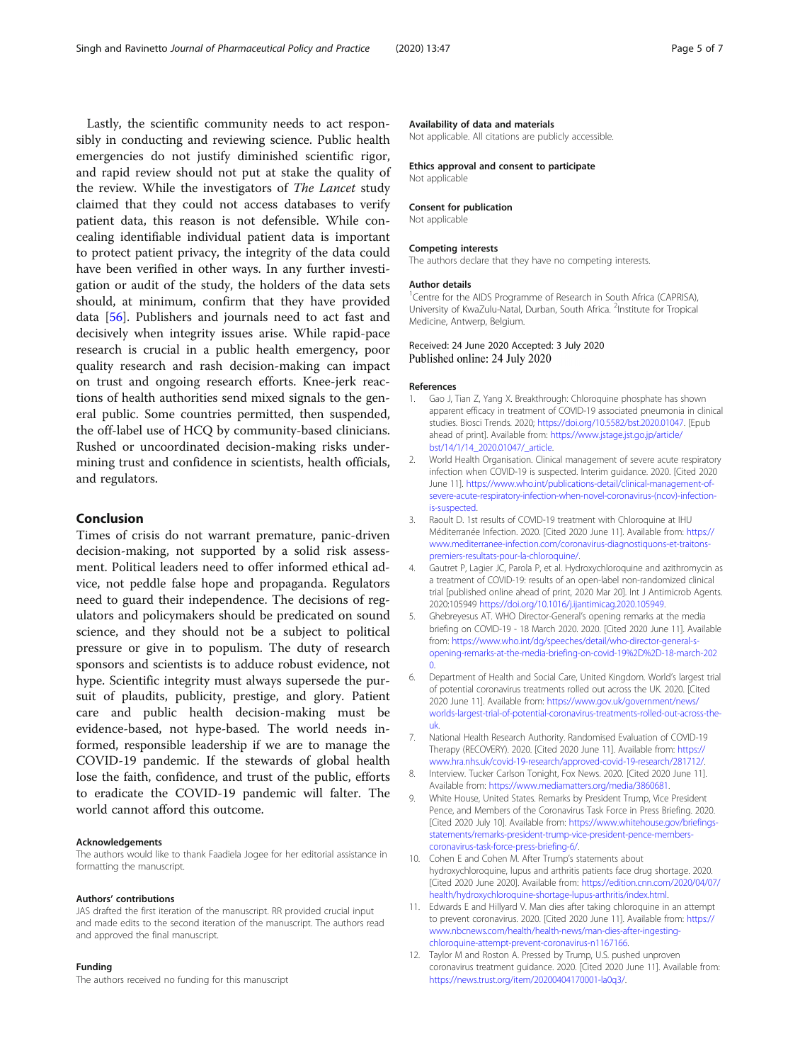Lastly, the scientific community needs to act responsibly in conducting and reviewing science. Public health emergencies do not justify diminished scientific rigor, and rapid review should not put at stake the quality of the review. While the investigators of *The Lancet* study claimed that they could not access databases to verify patient data, this reason is not defensible. While concealing identifiable individual patient data is important to protect patient privacy, the integrity of the data could have been verified in other ways. In any further investigation or audit of the study, the holders of the data sets should, at minimum, confirm that they have provided data [56]. Publishers and journals need to act fast and decisively when integrity issues arise. While rapid-pace research is crucial in a public health emergency, poor quality research and rash decision-making can impact on trust and ongoing research efforts. Knee-jerk reactions of health authorities send mixed signals to the general public. Some countries permitted, then suspended, the off-label use of HCQ by community-based clinicians. Rushed or uncoordinated decision-making risks undermining trust and confidence in scientists, health officials, and regulators.

## Conclusion

Times of crisis do not warrant premature, panic-driven decision-making, not supported by a solid risk assessment. Political leaders need to offer informed ethical advice, not peddle false hope and propaganda. Regulators need to guard their independence. The decisions of regulators and policymakers should be predicated on sound science, and they should not be a subject to political pressure or give in to populism. The duty of research sponsors and scientists is to adduce robust evidence, not hype. Scientific integrity must always supersede the pursuit of plaudits, publicity, prestige, and glory. Patient care and public health decision-making must be evidence-based, not hype-based. The world needs informed, responsible leadership if we are to manage the COVID-19 pandemic. If the stewards of global health lose the faith, confidence, and trust of the public, efforts to eradicate the COVID-19 pandemic will falter. The world cannot afford this outcome.

#### Acknowledgements

The authors would like to thank Faadiela Jogee for her editorial assistance in formatting the manuscript.

#### Authors' contributions

JAS drafted the first iteration of the manuscript. RR provided crucial input and made edits to the second iteration of the manuscript. The authors read and approved the final manuscript.

#### Funding

The authors received no funding for this manuscript

#### Availability of data and materials

Not applicable. All citations are publicly accessible.

#### Ethics approval and consent to participate

Not applicable

#### Consent for publication

Not applicable

#### Competing interests

The authors declare that they have no competing interests.

#### Author details

[1]Centre for the AIDS Programme of Research in South Africa (CAPRISA), University of KwaZulu-Natal, Durban, South Africa. [2]Institute for Tropical Medicine, Antwerp, Belgium.

Received: 24 June 2020 Accepted: 3 July 2020
Published online: 24 July 2020

#### References

1. Gao J, Tian Z, Yang X. Breakthrough: Chloroquine phosphate has shown apparent efficacy in treatment of COVID-19 associated pneumonia in clinical studies. Biosci Trends. 2020; https://doi.org/10.5582/bst.2020.01047. [Epub ahead of print]. Available from: https://www.jstage.jst.go.jp/article/bst/14/1/14_2020.01047/_article.
2. World Health Organisation. Clinical management of severe acute respiratory infection when COVID-19 is suspected. Interim guidance. 2020. [Cited 2020 June 11]. https://www.who.int/publications-detail/clinical-management-of-severe-acute-respiratory-infection-when-novel-coronavirus-(ncov)-infection-is-suspected.
3. Raoult D. 1st results of COVID-19 treatment with Chloroquine at IHU Méditerranée Infection. 2020. [Cited 2020 June 11]. Available from: https://www.mediterranee-infection.com/coronavirus-diagnostiquons-et-traitons-premiers-resultats-pour-la-chloroquine/.
4. Gautret P, Lagier JC, Parola P, et al. Hydroxychloroquine and azithromycin as a treatment of COVID-19: results of an open-label non-randomized clinical trial [published online ahead of print, 2020 Mar 20]. Int J Antimicrob Agents. 2020:105949 https://doi.org/10.1016/j.ijantimicag.2020.105949.
5. Ghebreyesus AT. WHO Director-General's opening remarks at the media briefing on COVID-19 - 18 March 2020. 2020. [Cited 2020 June 11]. Available from: https://www.who.int/dg/speeches/detail/who-director-general-s-opening-remarks-at-the-media-briefing-on-covid-19%2D%2D-18-march-2020.
6. Department of Health and Social Care, United Kingdom. World's largest trial of potential coronavirus treatments rolled out across the UK. 2020. [Cited 2020 June 11]. Available from: https://www.gov.uk/government/news/worlds-largest-trial-of-potential-coronavirus-treatments-rolled-out-across-the-uk.
7. National Health Research Authority. Randomised Evaluation of COVID-19 Therapy (RECOVERY). 2020. [Cited 2020 June 11]. Available from: https://www.hra.nhs.uk/covid-19-research/approved-covid-19-research/281712/.
8. Interview. Tucker Carlson Tonight, Fox News. 2020. [Cited 2020 June 11]. Available from: https://www.mediamatters.org/media/3860681.
9. White House, United States. Remarks by President Trump, Vice President Pence, and Members of the Coronavirus Task Force in Press Briefing. 2020. [Cited 2020 July 10]. Available from: https://www.whitehouse.gov/briefings-statements/remarks-president-trump-vice-president-pence-members-coronavirus-task-force-press-briefing-6/.
10. Cohen E and Cohen M. After Trump's statements about hydroxychloroquine, lupus and arthritis patients face drug shortage. 2020. [Cited 2020 June 2020]. Available from: https://edition.cnn.com/2020/04/07/health/hydroxychloroquine-shortage-lupus-arthritis/index.html.
11. Edwards E and Hillyard V. Man dies after taking chloroquine in an attempt to prevent coronavirus. 2020. [Cited 2020 June 11]. Available from: https://www.nbcnews.com/health/health-news/man-dies-after-ingesting-chloroquine-attempt-prevent-coronavirus-n1167166.
12. Taylor M and Roston A. Pressed by Trump, U.S. pushed unproven coronavirus treatment guidance. 2020. [Cited 2020 June 11]. Available from: https://news.trust.org/item/20200404170001-la0q3/.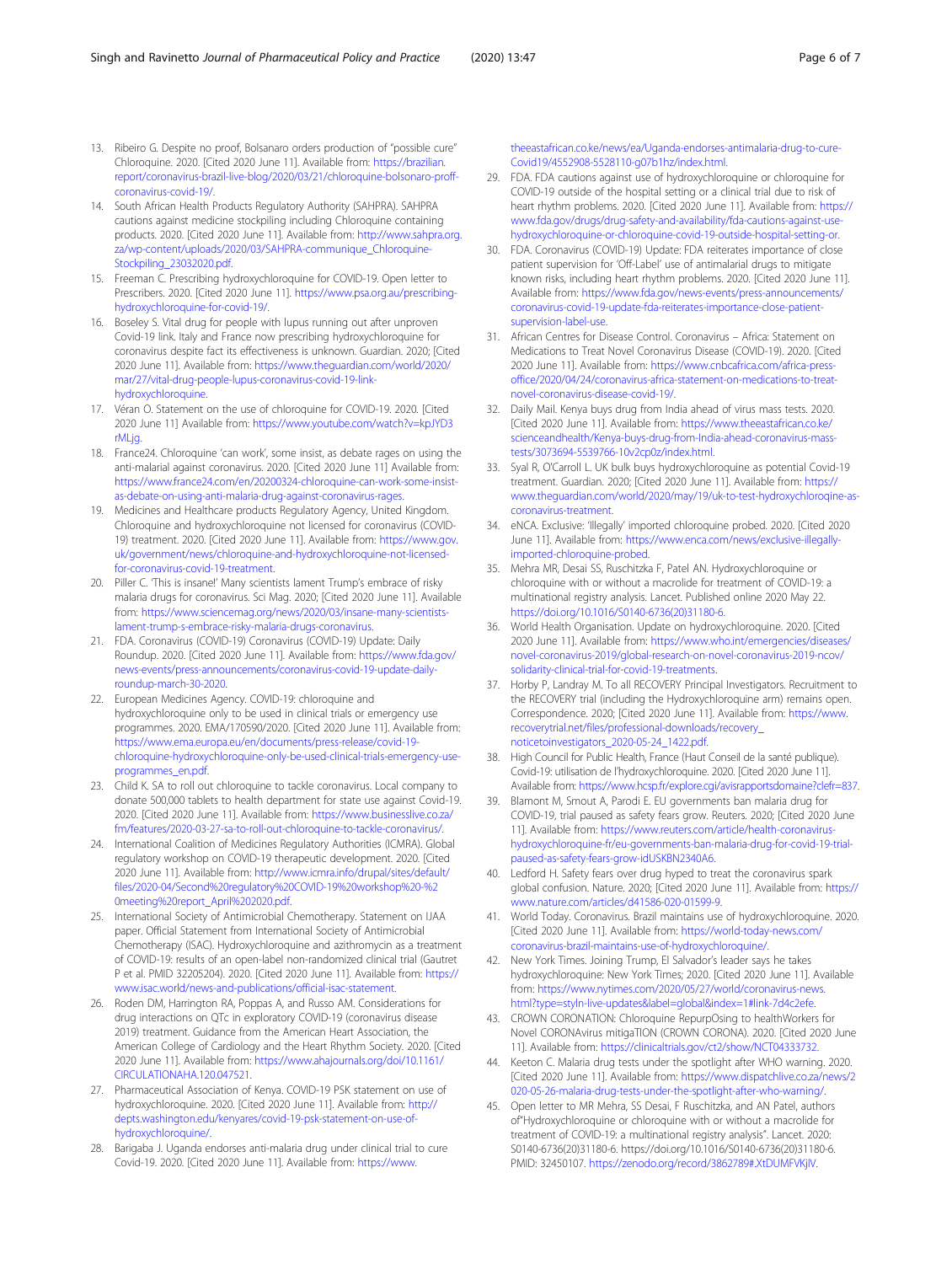13. Ribeiro G. Despite no proof, Bolsanaro orders production of "possible cure" Chloroquine. 2020. [Cited 2020 June 11]. Available from: https://brazilian.report/coronavirus-brazil-live-blog/2020/03/21/chloroquine-bolsonaro-proff-coronavirus-covid-19/.
14. South African Health Products Regulatory Authority (SAHPRA). SAHPRA cautions against medicine stockpiling including Chloroquine containing products. 2020. [Cited 2020 June 11]. Available from: http://www.sahpra.org.za/wp-content/uploads/2020/03/SAHPRA-communique_Chloroquine-Stockpiling_23032020.pdf.
15. Freeman C. Prescribing hydroxychloroquine for COVID-19. Open letter to Prescribers. 2020. [Cited 2020 June 11]. https://www.psa.org.au/prescribing-hydroxychloroquine-for-covid-19/.
16. Boseley S. Vital drug for people with lupus running out after unproven Covid-19 link. Italy and France now prescribing hydroxychloroquine for coronavirus despite fact its effectiveness is unknown. Guardian. 2020; [Cited 2020 June 11]. Available from: https://www.theguardian.com/world/2020/mar/27/vital-drug-people-lupus-coronavirus-covid-19-link-hydroxychloroquine.
17. Véran O. Statement on the use of chloroquine for COVID-19. 2020. [Cited 2020 June 11] Available from: https://www.youtube.com/watch?v=kpJYD3rMLjg.
18. France24. Chloroquine 'can work', some insist, as debate rages on using the anti-malarial against coronavirus. 2020. [Cited 2020 June 11] Available from: https://www.france24.com/en/20200324-chloroquine-can-work-some-insist-as-debate-on-using-anti-malaria-drug-against-coronavirus-rages.
19. Medicines and Healthcare products Regulatory Agency, United Kingdom. Chloroquine and hydroxychloroquine not licensed for coronavirus (COVID-19) treatment. 2020. [Cited 2020 June 11]. Available from: https://www.gov.uk/government/news/chloroquine-and-hydroxychloroquine-not-licensed-for-coronavirus-covid-19-treatment.
20. Piller C. 'This is insane!' Many scientists lament Trump's embrace of risky malaria drugs for coronavirus. Sci Mag. 2020; [Cited 2020 June 11]. Available from: https://www.sciencemag.org/news/2020/03/insane-many-scientists-lament-trump-s-embrace-risky-malaria-drugs-coronavirus.
21. FDA. Coronavirus (COVID-19) Coronavirus (COVID-19) Update: Daily Roundup. 2020. [Cited 2020 June 11]. Available from: https://www.fda.gov/news-events/press-announcements/coronavirus-covid-19-update-daily-roundup-march-30-2020.
22. European Medicines Agency. COVID-19: chloroquine and hydroxychloroquine only to be used in clinical trials or emergency use programmes. 2020. EMA/170590/2020. [Cited 2020 June 11]. Available from: https://www.ema.europa.eu/en/documents/press-release/covid-19-chloroquine-hydroxychloroquine-only-be-used-clinical-trials-emergency-use-programmes_en.pdf.
23. Child K. SA to roll out chloroquine to tackle coronavirus. Local company to donate 500,000 tablets to health department for state use against Covid-19. 2020. [Cited 2020 June 11]. Available from: https://www.businesslive.co.za/fm/features/2020-03-27-sa-to-roll-out-chloroquine-to-tackle-coronavirus/.
24. International Coalition of Medicines Regulatory Authorities (ICMRA). Global regulatory workshop on COVID-19 therapeutic development. 2020. [Cited 2020 June 11]. Available from: http://www.icmra.info/drupal/sites/default/files/2020-04/Second%20regulatory%20COVID-19%20workshop%20-%20meeting%20report_April%202020.pdf.
25. International Society of Antimicrobial Chemotherapy. Statement on IJAA paper. Official Statement from International Society of Antimicrobial Chemotherapy (ISAC). Hydroxychloroquine and azithromycin as a treatment of COVID-19: results of an open-label non-randomized clinical trial (Gautret P et al. PMID 32205204). 2020. [Cited 2020 June 11]. Available from: https://www.isac.world/news-and-publications/official-isac-statement.
26. Roden DM, Harrington RA, Poppas A, and Russo AM. Considerations for drug interactions on QTc in exploratory COVID-19 (coronavirus disease 2019) treatment. Guidance from the American Heart Association, the American College of Cardiology and the Heart Rhythm Society. 2020. [Cited 2020 June 11]. Available from: https://www.ahajournals.org/doi/10.1161/CIRCULATIONAHA.120.047521.
27. Pharmaceutical Association of Kenya. COVID-19 PSK statement on use of hydroxychloroquine. 2020. [Cited 2020 June 11]. Available from: http://depts.washington.edu/kenyares/covid-19-psk-statement-on-use-of-hydroxychloroquine/.
28. Barigaba J. Uganda endorses anti-malaria drug under clinical trial to cure Covid-19. 2020. [Cited 2020 June 11]. Available from: https://www.theeastafrican.co.ke/news/ea/Uganda-endorses-antimalaria-drug-to-cure-Covid19/4552908-5528110-g07b1hz/index.html.
29. FDA. FDA cautions against use of hydroxychloroquine or chloroquine for COVID-19 outside of the hospital setting or a clinical trial due to risk of heart rhythm problems. 2020. [Cited 2020 June 11]. Available from: https://www.fda.gov/drugs/drug-safety-and-availability/fda-cautions-against-use-hydroxychloroquine-or-chloroquine-covid-19-outside-hospital-setting-or.
30. FDA. Coronavirus (COVID-19) Update: FDA reiterates importance of close patient supervision for 'Off-Label' use of antimalarial drugs to mitigate known risks, including heart rhythm problems. 2020. [Cited 2020 June 11]. Available from: https://www.fda.gov/news-events/press-announcements/coronavirus-covid-19-update-fda-reiterates-importance-close-patient-supervision-label-use.
31. African Centres for Disease Control. Coronavirus – Africa: Statement on Medications to Treat Novel Coronavirus Disease (COVID-19). 2020. [Cited 2020 June 11]. Available from: https://www.cnbcafrica.com/africa-press-office/2020/04/24/coronavirus-africa-statement-on-medications-to-treat-novel-coronavirus-disease-covid-19/.
32. Daily Mail. Kenya buys drug from India ahead of virus mass tests. 2020. [Cited 2020 June 11]. Available from: https://www.theeastafrican.co.ke/scienceandhealth/Kenya-buys-drug-from-India-ahead-coronavirus-mass-tests/3073694-5539766-10v2cp0z/index.html.
33. Syal R, O'Carroll L. UK bulk buys hydroxychloroquine as potential Covid-19 treatment. Guardian. 2020; [Cited 2020 June 11]. Available from: https://www.theguardian.com/world/2020/may/19/uk-to-test-hydroxychloroqine-as-coronavirus-treatment.
34. eNCA. Exclusive: 'Illegally' imported chloroquine probed. 2020. [Cited 2020 June 11]. Available from: https://www.enca.com/news/exclusive-illegally-imported-chloroquine-probed.
35. Mehra MR, Desai SS, Ruschitzka F, Patel AN. Hydroxychloroquine or chloroquine with or without a macrolide for treatment of COVID-19: a multinational registry analysis. Lancet. Published online 2020 May 22. https://doi.org/10.1016/S0140-6736(20)31180-6.
36. World Health Organisation. Update on hydroxychloroquine. 2020. [Cited 2020 June 11]. Available from: https://www.who.int/emergencies/diseases/novel-coronavirus-2019/global-research-on-novel-coronavirus-2019-ncov/solidarity-clinical-trial-for-covid-19-treatments.
37. Horby P, Landray M. To all RECOVERY Principal Investigators. Recruitment to the RECOVERY trial (including the Hydroxychloroquine arm) remains open. Correspondence. 2020; [Cited 2020 June 11]. Available from: https://www.recoverytrial.net/files/professional-downloads/recovery_noticetoinvestigators_2020-05-24_1422.pdf.
38. High Council for Public Health, France (Haut Conseil de la santé publique). Covid-19: utilisation de l'hydroxychloroquine. 2020. [Cited 2020 June 11]. Available from: https://www.hcsp.fr/explore.cgi/avisrapportsdomaine?clefr=837.
39. Blamont M, Smout A, Parodi E. EU governments ban malaria drug for COVID-19, trial paused as safety fears grow. Reuters. 2020; [Cited 2020 June 11]. Available from: https://www.reuters.com/article/health-coronavirus-hydroxychloroquine-fr/eu-governments-ban-malaria-drug-for-covid-19-trial-paused-as-safety-fears-grow-idUSKBN2340A6.
40. Ledford H. Safety fears over drug hyped to treat the coronavirus spark global confusion. Nature. 2020; [Cited 2020 June 11]. Available from: https://www.nature.com/articles/d41586-020-01599-9.
41. World Today. Coronavirus. Brazil maintains use of hydroxychloroquine. 2020. [Cited 2020 June 11]. Available from: https://world-today-news.com/coronavirus-brazil-maintains-use-of-hydroxychloroquine/.
42. New York Times. Joining Trump, El Salvador's leader says he takes hydroxychloroquine: New York Times; 2020. [Cited 2020 June 11]. Available from: https://www.nytimes.com/2020/05/27/world/coronavirus-news.html?type=styln-live-updates&label=global&index=1#link-7d4c2efe.
43. CROWN CORONATION: Chloroquine RepurpOsing to healthWorkers for Novel CORONAvirus mitigaTION (CROWN CORONA). 2020. [Cited 2020 June 11]. Available from: https://clinicaltrials.gov/ct2/show/NCT04333732.
44. Keeton C. Malaria drug tests under the spotlight after WHO warning. 2020. [Cited 2020 June 11]. Available from: https://www.dispatchlive.co.za/news/2020-05-26-malaria-drug-tests-under-the-spotlight-after-who-warning/.
45. Open letter to MR Mehra, SS Desai, F Ruschitzka, and AN Patel, authors of"Hydroxychloroquine or chloroquine with or without a macrolide for treatment of COVID-19: a multinational registry analysis". Lancet. 2020: S0140-6736(20)31180-6. https://doi.org/10.1016/S0140-6736(20)31180-6. PMID: 32450107. https://zenodo.org/record/3862789#.XtDUMFVKjIV.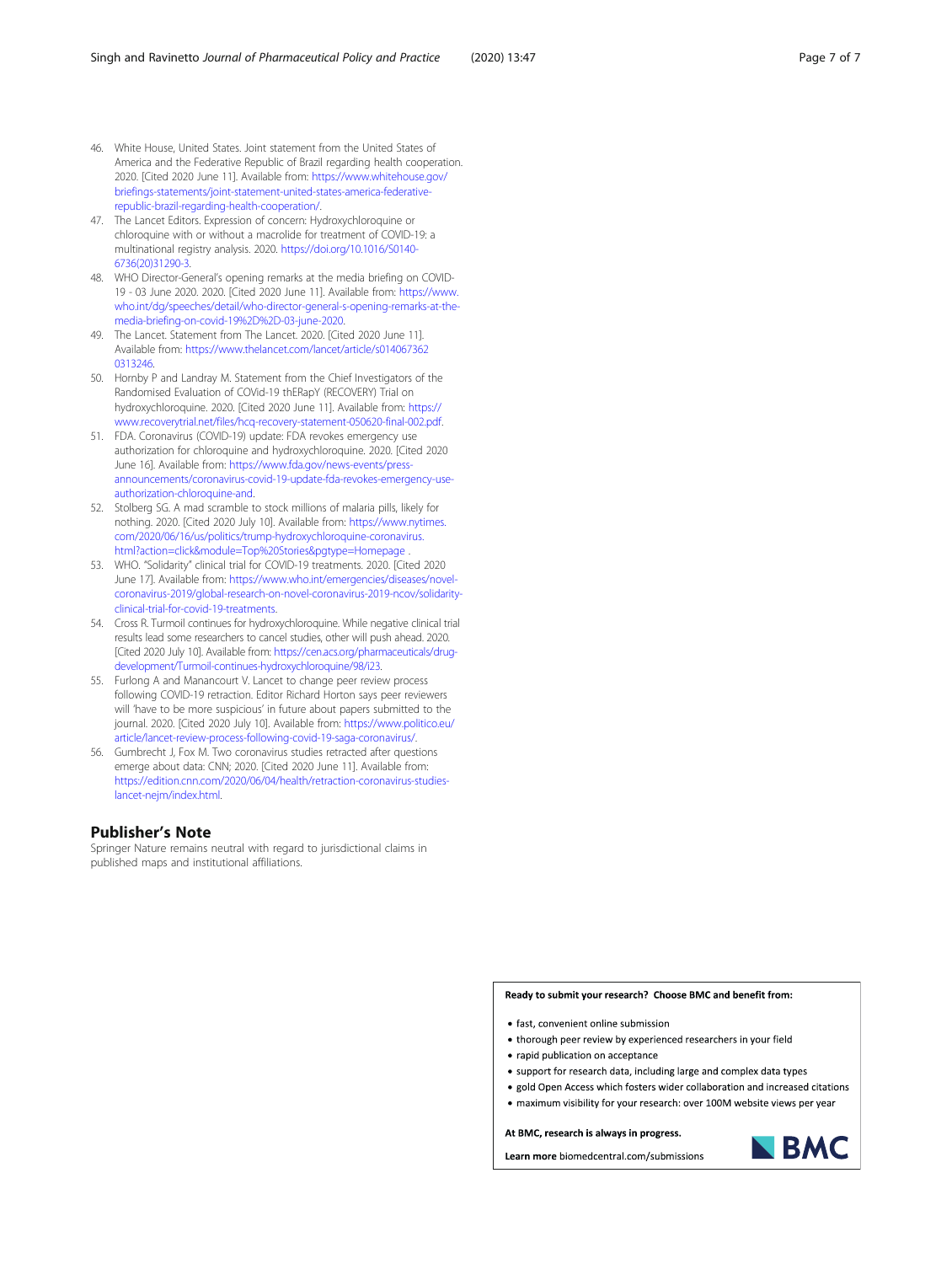46. White House, United States. Joint statement from the United States of America and the Federative Republic of Brazil regarding health cooperation. 2020. [Cited 2020 June 11]. Available from: https://www.whitehouse.gov/briefings-statements/joint-statement-united-states-america-federative-republic-brazil-regarding-health-cooperation/.
47. The Lancet Editors. Expression of concern: Hydroxychloroquine or chloroquine with or without a macrolide for treatment of COVID-19: a multinational registry analysis. 2020. https://doi.org/10.1016/S0140-6736(20)31290-3.
48. WHO Director-General's opening remarks at the media briefing on COVID-19 - 03 June 2020. 2020. [Cited 2020 June 11]. Available from: https://www.who.int/dg/speeches/detail/who-director-general-s-opening-remarks-at-the-media-briefing-on-covid-19%2D%2D-03-june-2020.
49. The Lancet. Statement from The Lancet. 2020. [Cited 2020 June 11]. Available from: https://www.thelancet.com/lancet/article/s0140673620313246.
50. Hornby P and Landray M. Statement from the Chief Investigators of the Randomised Evaluation of COVid-19 thERapY (RECOVERY) Trial on hydroxychloroquine. 2020. [Cited 2020 June 11]. Available from: https://www.recoverytrial.net/files/hcq-recovery-statement-050620-final-002.pdf.
51. FDA. Coronavirus (COVID-19) update: FDA revokes emergency use authorization for chloroquine and hydroxychloroquine. 2020. [Cited 2020 June 16]. Available from: https://www.fda.gov/news-events/press-announcements/coronavirus-covid-19-update-fda-revokes-emergency-use-authorization-chloroquine-and.
52. Stolberg SG. A mad scramble to stock millions of malaria pills, likely for nothing. 2020. [Cited 2020 July 10]. Available from: https://www.nytimes.com/2020/06/16/us/politics/trump-hydroxychloroquine-coronavirus.html?action=click&module=Top%20Stories&pgtype=Homepage .
53. WHO. "Solidarity" clinical trial for COVID-19 treatments. 2020. [Cited 2020 June 17]. Available from: https://www.who.int/emergencies/diseases/novel-coronavirus-2019/global-research-on-novel-coronavirus-2019-ncov/solidarity-clinical-trial-for-covid-19-treatments.
54. Cross R. Turmoil continues for hydroxychloroquine. While negative clinical trial results lead some researchers to cancel studies, other will push ahead. 2020. [Cited 2020 July 10]. Available from: https://cen.acs.org/pharmaceuticals/drug-development/Turmoil-continues-hydroxychloroquine/98/i23.
55. Furlong A and Manancourt V. Lancet to change peer review process following COVID-19 retraction. Editor Richard Horton says peer reviewers will 'have to be more suspicious' in future about papers submitted to the journal. 2020. [Cited 2020 July 10]. Available from: https://www.politico.eu/article/lancet-review-process-following-covid-19-saga-coronavirus/.
56. Gumbrecht J, Fox M. Two coronavirus studies retracted after questions emerge about data: CNN; 2020. [Cited 2020 June 11]. Available from: https://edition.cnn.com/2020/06/04/health/retraction-coronavirus-studies-lancet-nejm/index.html.

## Publisher's Note

Springer Nature remains neutral with regard to jurisdictional claims in published maps and institutional affiliations.

**Ready to submit your research? Choose BMC and benefit from:**

- fast, convenient online submission
- thorough peer review by experienced researchers in your field
- rapid publication on acceptance
- support for research data, including large and complex data types
- gold Open Access which fosters wider collaboration and increased citations
- maximum visibility for your research: over 100M website views per year

**At BMC, research is always in progress.**

**Learn more** biomedcentral.com/submissions

BMC